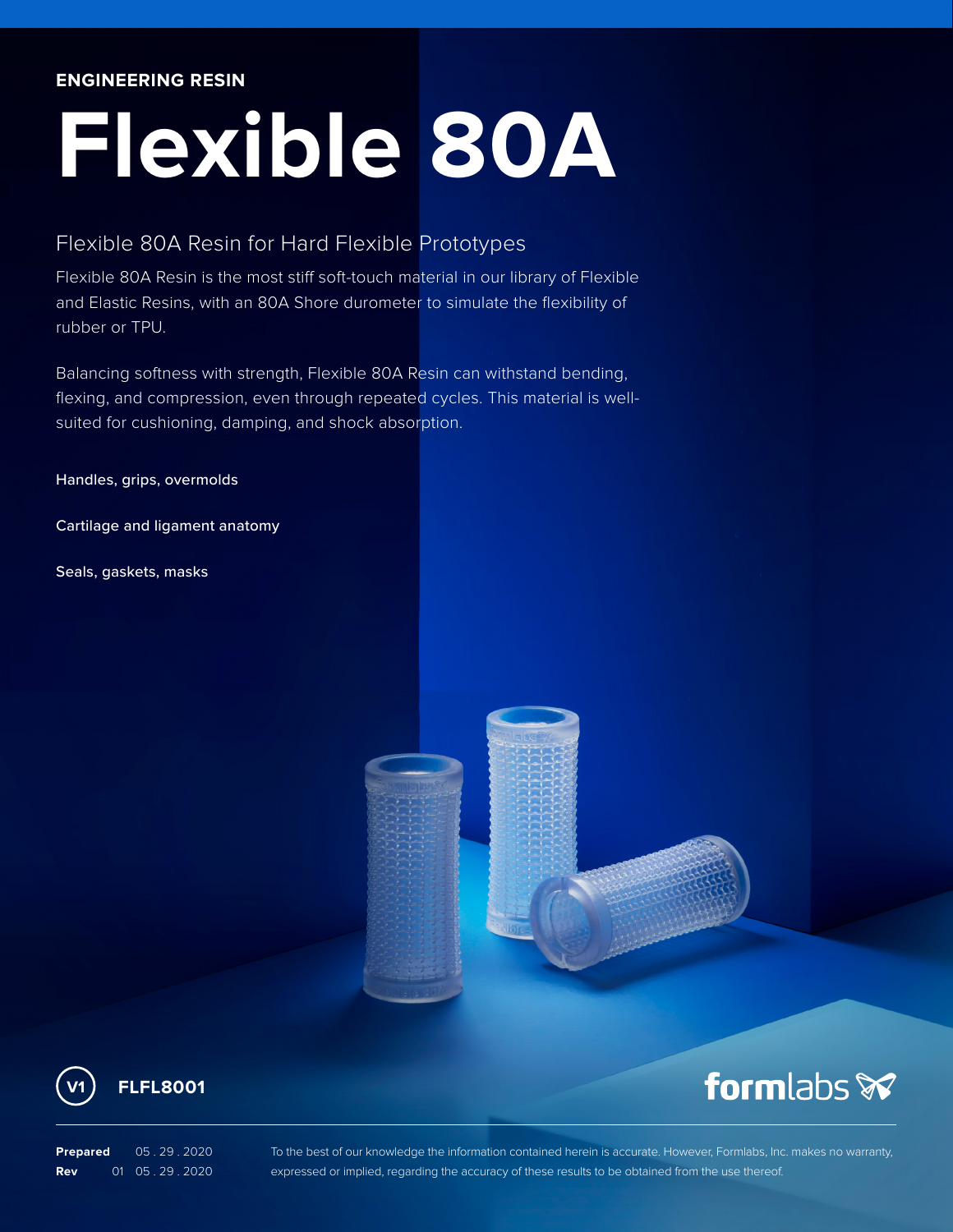**ENGINEERING RESIN**

# Flexible 80A

## Flexible 80A Resin for Hard Flexible Prototypes

Flexible 80A Resin is the most stiff soft-touch material in our library of Flexible and Elastic Resins, with an 80A Shore durometer to simulate the flexibility of rubber or TPU.

Balancing softness with strength, Flexible 80A Resin can withstand bending, flexing, and compression, even through repeated cycles. This material is well-suited for cushioning, damping, and shock absorption.

Handles, grips, overmolds

Cartilage and ligament anatomy

Seals, gaskets, masks

V1 **FLFL8001**

formlabs

**Prepared** 05 . 29 . 2020
**Rev** 01 05 . 29 . 2020

To the best of our knowledge the information contained herein is accurate. However, Formlabs, Inc. makes no warranty, expressed or implied, regarding the accuracy of these results to be obtained from the use thereof.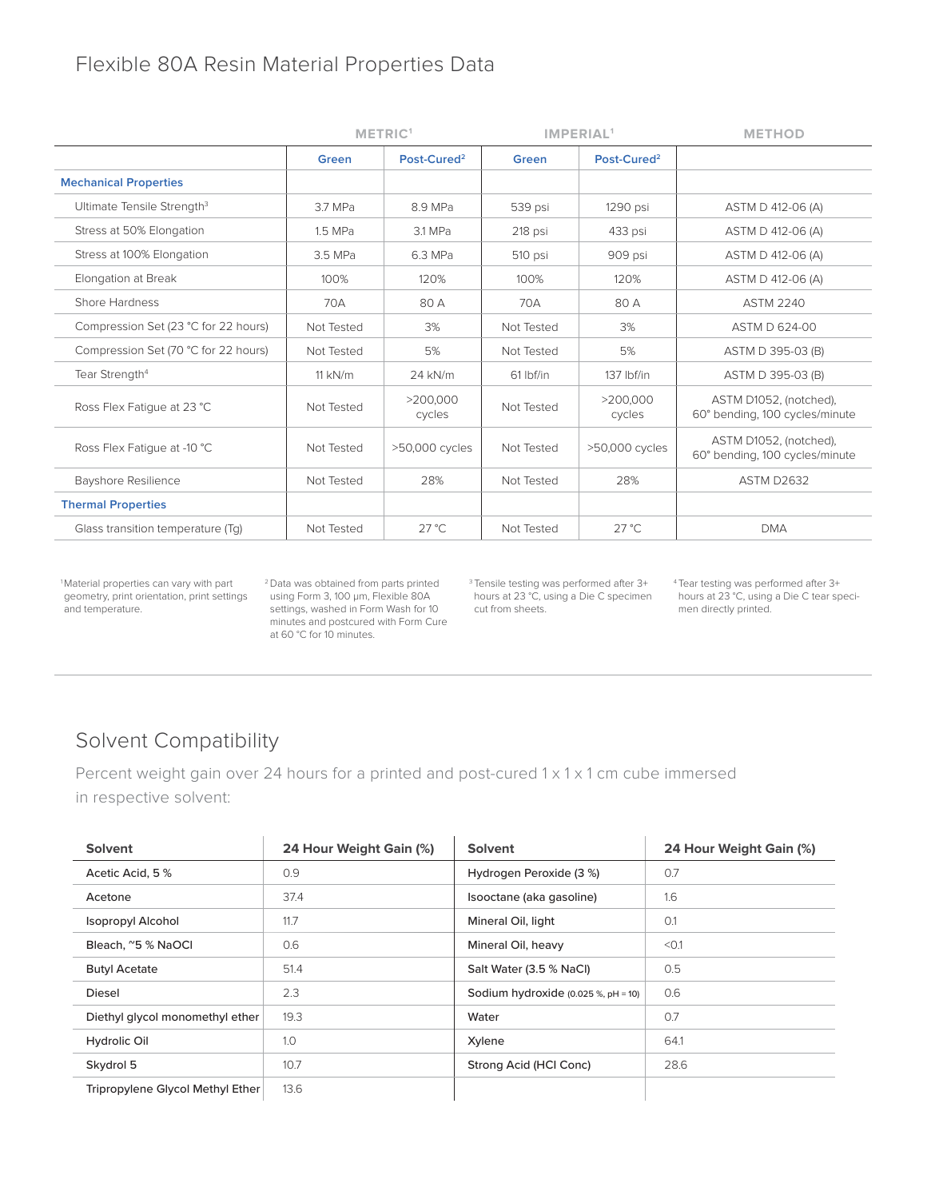# Flexible 80A Resin Material Properties Data

| | METRIC[1] | | IMPERIAL[1] | | METHOD |
|---|---|---|---|---|---|
| | Green | Post-Cured[2] | Green | Post-Cured[2] | |
| **Mechanical Properties** | | | | | |
| Ultimate Tensile Strength[3] | 3.7 MPa | 8.9 MPa | 539 psi | 1290 psi | ASTM D 412-06 (A) |
| Stress at 50% Elongation | 1.5 MPa | 3.1 MPa | 218 psi | 433 psi | ASTM D 412-06 (A) |
| Stress at 100% Elongation | 3.5 MPa | 6.3 MPa | 510 psi | 909 psi | ASTM D 412-06 (A) |
| Elongation at Break | 100% | 120% | 100% | 120% | ASTM D 412-06 (A) |
| Shore Hardness | 70A | 80 A | 70A | 80 A | ASTM 2240 |
| Compression Set (23 °C for 22 hours) | Not Tested | 3% | Not Tested | 3% | ASTM D 624-00 |
| Compression Set (70 °C for 22 hours) | Not Tested | 5% | Not Tested | 5% | ASTM D 395-03 (B) |
| Tear Strength[4] | 11 kN/m | 24 kN/m | 61 lbf/in | 137 lbf/in | ASTM D 395-03 (B) |
| Ross Flex Fatigue at 23 °C | Not Tested | >200,000 cycles | Not Tested | >200,000 cycles | ASTM D1052, (notched), 60° bending, 100 cycles/minute |
| Ross Flex Fatigue at -10 °C | Not Tested | >50,000 cycles | Not Tested | >50,000 cycles | ASTM D1052, (notched), 60° bending, 100 cycles/minute |
| Bayshore Resilience | Not Tested | 28% | Not Tested | 28% | ASTM D2632 |
| **Thermal Properties** | | | | | |
| Glass transition temperature (Tg) | Not Tested | 27 °C | Not Tested | 27 °C | DMA |

[1] Material properties can vary with part geometry, print orientation, print settings and temperature.

[2] Data was obtained from parts printed using Form 3, 100 µm, Flexible 80A settings, washed in Form Wash for 10 minutes and postcured with Form Cure at 60 °C for 10 minutes.

[3] Tensile testing was performed after 3+ hours at 23 °C, using a Die C specimen cut from sheets.

[4] Tear testing was performed after 3+ hours at 23 °C, using a Die C tear specimen directly printed.

## Solvent Compatibility

Percent weight gain over 24 hours for a printed and post-cured 1 x 1 x 1 cm cube immersed in respective solvent:

| Solvent | 24 Hour Weight Gain (%) | Solvent | 24 Hour Weight Gain (%) |
|---|---|---|---|
| Acetic Acid, 5 % | 0.9 | Hydrogen Peroxide (3 %) | 0.7 |
| Acetone | 37.4 | Isooctane (aka gasoline) | 1.6 |
| Isopropyl Alcohol | 11.7 | Mineral Oil, light | 0.1 |
| Bleach, ~5 % NaOCl | 0.6 | Mineral Oil, heavy | <0.1 |
| Butyl Acetate | 51.4 | Salt Water (3.5 % NaCl) | 0.5 |
| Diesel | 2.3 | Sodium hydroxide (0.025 %, pH = 10) | 0.6 |
| Diethyl glycol monomethyl ether | 19.3 | Water | 0.7 |
| Hydrolic Oil | 1.0 | Xylene | 64.1 |
| Skydrol 5 | 10.7 | Strong Acid (HCl Conc) | 28.6 |
| Tripropylene Glycol Methyl Ether | 13.6 | | |